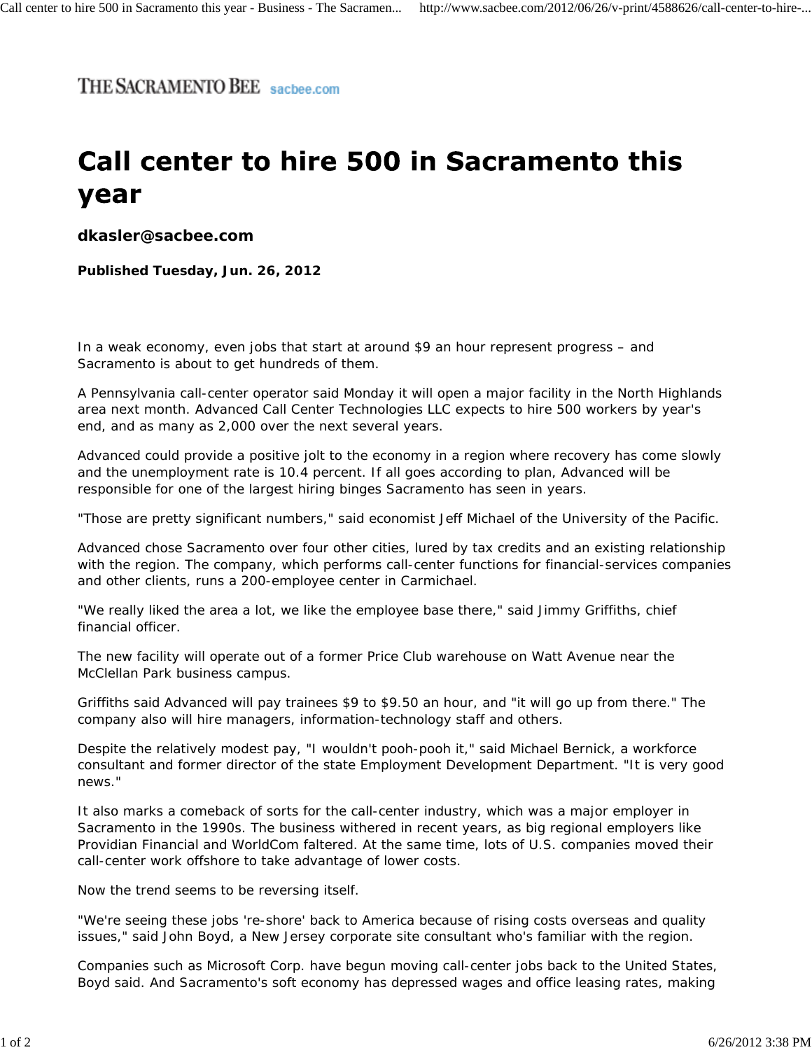THE SACRAMENTO BEE sacbee.com

# Call center to hire 500 in Sacramento this year

**dkasler@sacbee.com**

***Published Tuesday, Jun. 26, 2012***

In a weak economy, even jobs that start at around $9 an hour represent progress – and Sacramento is about to get hundreds of them.

A Pennsylvania call-center operator said Monday it will open a major facility in the North Highlands area next month. Advanced Call Center Technologies LLC expects to hire 500 workers by year's end, and as many as 2,000 over the next several years.

Advanced could provide a positive jolt to the economy in a region where recovery has come slowly and the unemployment rate is 10.4 percent. If all goes according to plan, Advanced will be responsible for one of the largest hiring binges Sacramento has seen in years.

"Those are pretty significant numbers," said economist Jeff Michael of the University of the Pacific.

Advanced chose Sacramento over four other cities, lured by tax credits and an existing relationship with the region. The company, which performs call-center functions for financial-services companies and other clients, runs a 200-employee center in Carmichael.

"We really liked the area a lot, we like the employee base there," said Jimmy Griffiths, chief financial officer.

The new facility will operate out of a former Price Club warehouse on Watt Avenue near the McClellan Park business campus.

Griffiths said Advanced will pay trainees $9 to $9.50 an hour, and "it will go up from there." The company also will hire managers, information-technology staff and others.

Despite the relatively modest pay, "I wouldn't pooh-pooh it," said Michael Bernick, a workforce consultant and former director of the state Employment Development Department. "It is very good news."

It also marks a comeback of sorts for the call-center industry, which was a major employer in Sacramento in the 1990s. The business withered in recent years, as big regional employers like Providian Financial and WorldCom faltered. At the same time, lots of U.S. companies moved their call-center work offshore to take advantage of lower costs.

Now the trend seems to be reversing itself.

"We're seeing these jobs 're-shore' back to America because of rising costs overseas and quality issues," said John Boyd, a New Jersey corporate site consultant who's familiar with the region.

Companies such as Microsoft Corp. have begun moving call-center jobs back to the United States, Boyd said. And Sacramento's soft economy has depressed wages and office leasing rates, making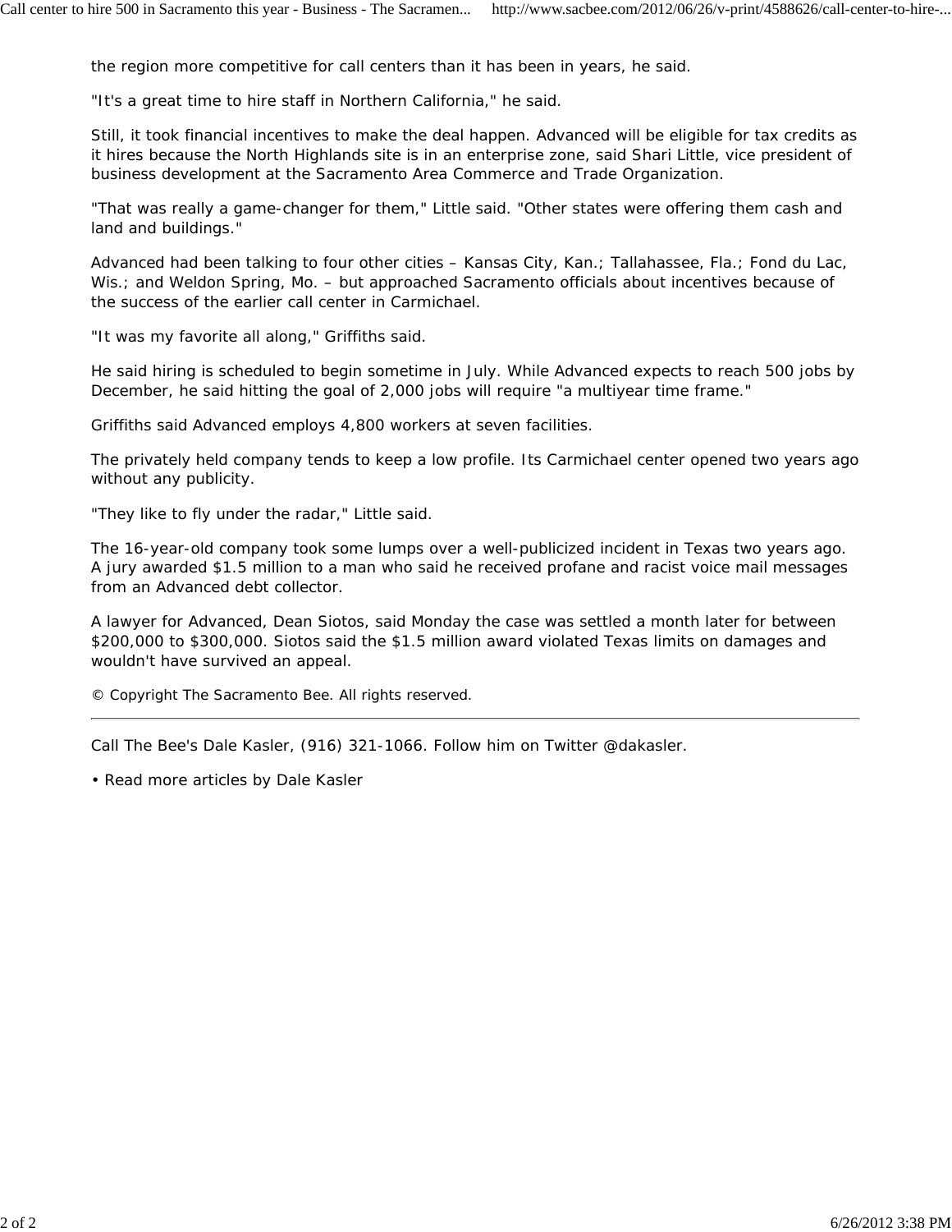the region more competitive for call centers than it has been in years, he said.

"It's a great time to hire staff in Northern California," he said.

Still, it took financial incentives to make the deal happen. Advanced will be eligible for tax credits as it hires because the North Highlands site is in an enterprise zone, said Shari Little, vice president of business development at the Sacramento Area Commerce and Trade Organization.

"That was really a game-changer for them," Little said. "Other states were offering them cash and land and buildings."

Advanced had been talking to four other cities – Kansas City, Kan.; Tallahassee, Fla.; Fond du Lac, Wis.; and Weldon Spring, Mo. – but approached Sacramento officials about incentives because of the success of the earlier call center in Carmichael.

"It was my favorite all along," Griffiths said.

He said hiring is scheduled to begin sometime in July. While Advanced expects to reach 500 jobs by December, he said hitting the goal of 2,000 jobs will require "a multiyear time frame."

Griffiths said Advanced employs 4,800 workers at seven facilities.

The privately held company tends to keep a low profile. Its Carmichael center opened two years ago without any publicity.

"They like to fly under the radar," Little said.

The 16-year-old company took some lumps over a well-publicized incident in Texas two years ago. A jury awarded $1.5 million to a man who said he received profane and racist voice mail messages from an Advanced debt collector.

A lawyer for Advanced, Dean Siotos, said Monday the case was settled a month later for between $200,000 to $300,000. Siotos said the $1.5 million award violated Texas limits on damages and wouldn't have survived an appeal.

© Copyright The Sacramento Bee. All rights reserved.

---

Call The Bee's Dale Kasler, (916) 321-1066. Follow him on Twitter @dakasler.

• Read more articles by Dale Kasler